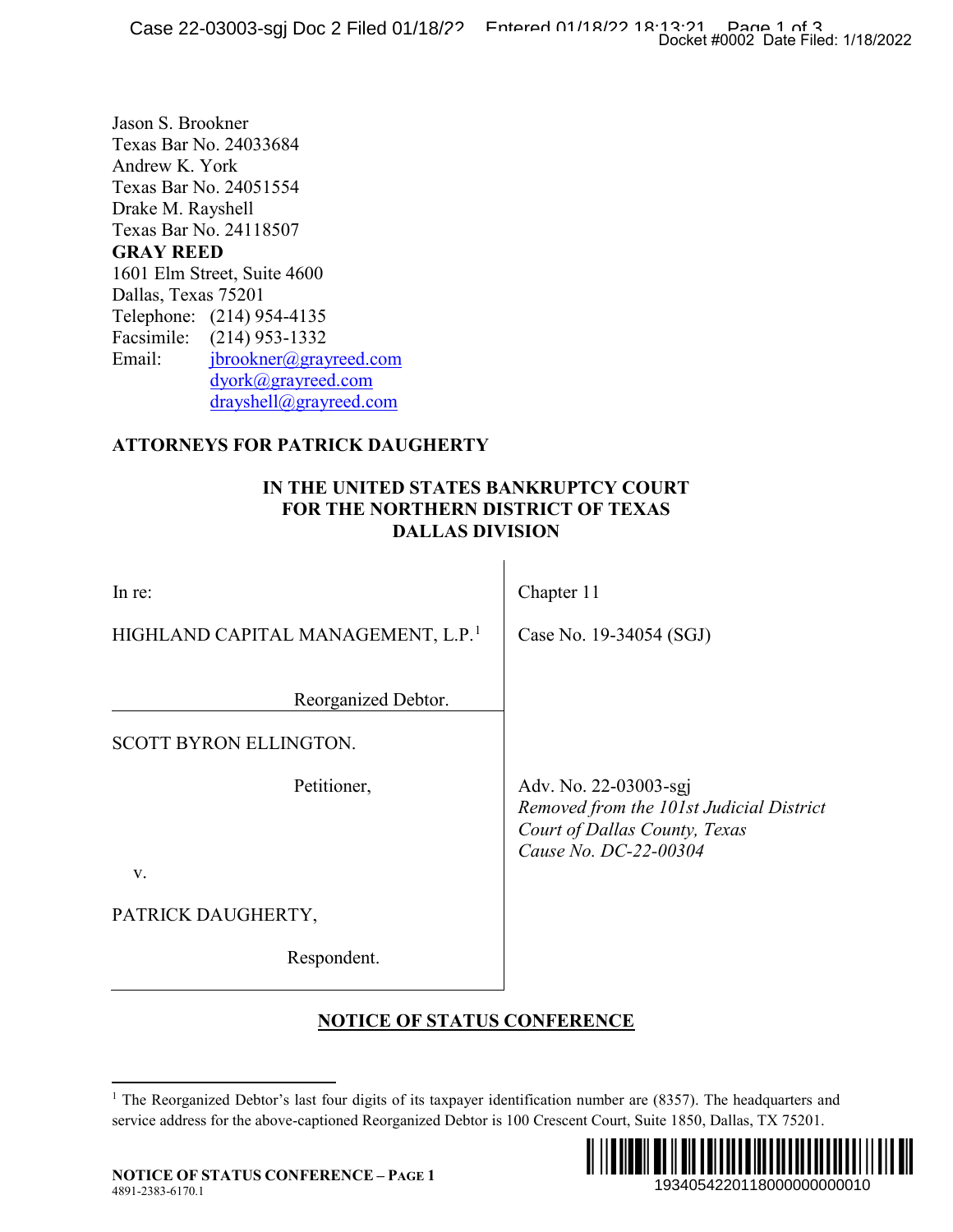Jason S. Brookner
Texas Bar No. 24033684
Andrew K. York
Texas Bar No. 24051554
Drake M. Rayshell
Texas Bar No. 24118507
**GRAY REED**
1601 Elm Street, Suite 4600
Dallas, Texas 75201
Telephone: (214) 954-4135
Facsimile: (214) 953-1332
Email: jbrookner@grayreed.com
dyork@grayreed.com
drayshell@grayreed.com

**ATTORNEYS FOR PATRICK DAUGHERTY**

**IN THE UNITED STATES BANKRUPTCY COURT**
**FOR THE NORTHERN DISTRICT OF TEXAS**
**DALLAS DIVISION**

| | |
|---|---|
| In re: | Chapter 11 |
| HIGHLAND CAPITAL MANAGEMENT, L.P.[1] | Case No. 19-34054 (SGJ) |
| Reorganized Debtor. | |
| SCOTT BYRON ELLINGTON. | |
| Petitioner, | Adv. No. 22-03003-sgj *Removed from the 101st Judicial District Court of Dallas County, Texas Cause No. DC-22-00304* |
| v. | |
| PATRICK DAUGHERTY, | |
| Respondent. | |

**NOTICE OF STATUS CONFERENCE**

[1] The Reorganized Debtor's last four digits of its taxpayer identification number are (8357). The headquarters and service address for the above-captioned Reorganized Debtor is 100 Crescent Court, Suite 1850, Dallas, TX 75201.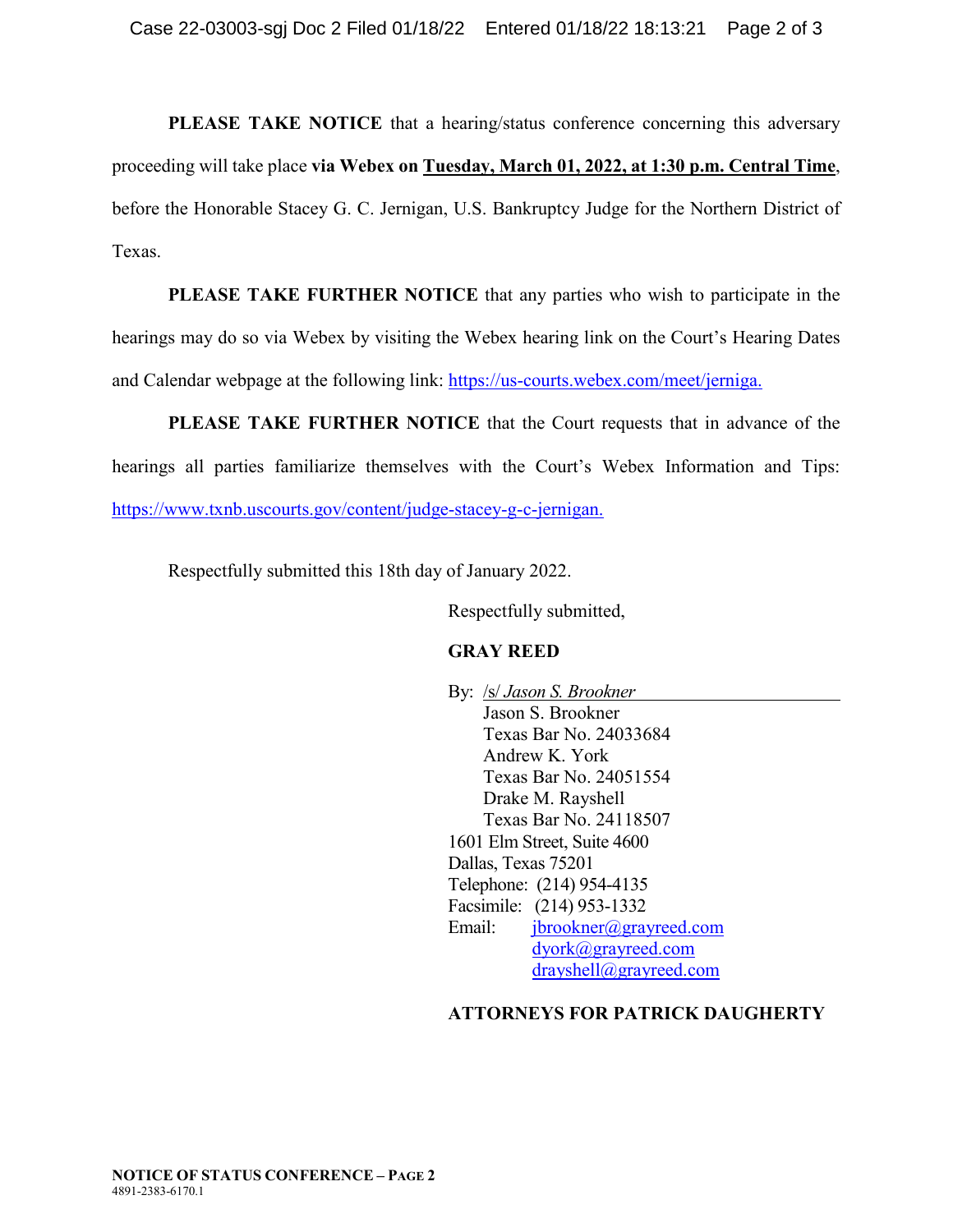**PLEASE TAKE NOTICE** that a hearing/status conference concerning this adversary proceeding will take place **via Webex on Tuesday, March 01, 2022, at 1:30 p.m. Central Time**, before the Honorable Stacey G. C. Jernigan, U.S. Bankruptcy Judge for the Northern District of Texas.

**PLEASE TAKE FURTHER NOTICE** that any parties who wish to participate in the hearings may do so via Webex by visiting the Webex hearing link on the Court's Hearing Dates and Calendar webpage at the following link: https://us-courts.webex.com/meet/jerniga.

**PLEASE TAKE FURTHER NOTICE** that the Court requests that in advance of the hearings all parties familiarize themselves with the Court's Webex Information and Tips: https://www.txnb.uscourts.gov/content/judge-stacey-g-c-jernigan.

Respectfully submitted this 18th day of January 2022.

Respectfully submitted,

**GRAY REED**

By: /s/ *Jason S. Brookner*
Jason S. Brookner
Texas Bar No. 24033684
Andrew K. York
Texas Bar No. 24051554
Drake M. Rayshell
Texas Bar No. 24118507
1601 Elm Street, Suite 4600
Dallas, Texas 75201
Telephone: (214) 954-4135
Facsimile: (214) 953-1332
Email: jbrookner@grayreed.com
dyork@grayreed.com
drayshell@grayreed.com

**ATTORNEYS FOR PATRICK DAUGHERTY**

**NOTICE OF STATUS CONFERENCE – PAGE 2**
4891-2383-6170.1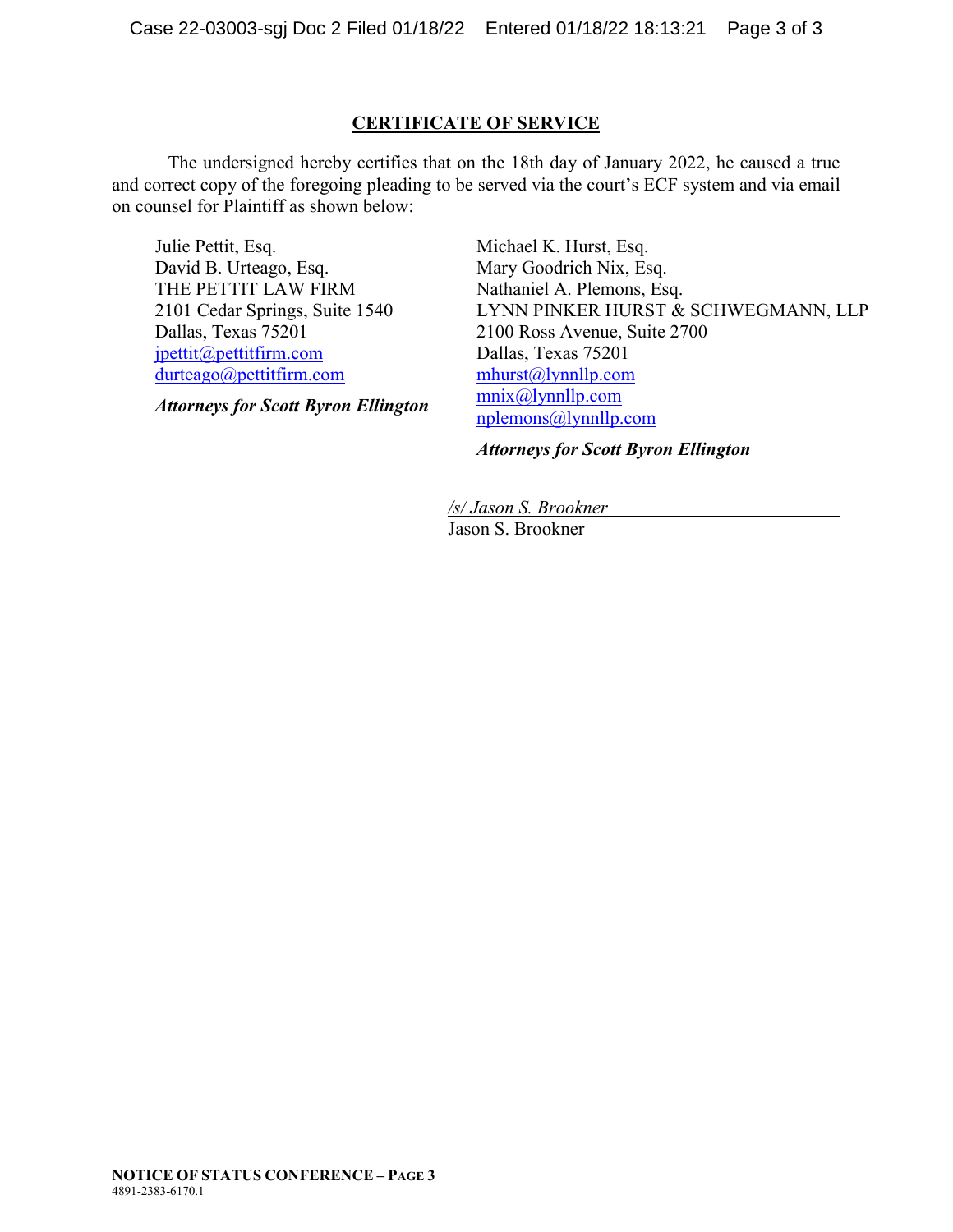## CERTIFICATE OF SERVICE

The undersigned hereby certifies that on the 18th day of January 2022, he caused a true and correct copy of the foregoing pleading to be served via the court's ECF system and via email on counsel for Plaintiff as shown below:

Julie Pettit, Esq.
David B. Urteago, Esq.
THE PETTIT LAW FIRM
2101 Cedar Springs, Suite 1540
Dallas, Texas 75201
jpettit@pettitfirm.com
durteago@pettitfirm.com

***Attorneys for Scott Byron Ellington***

Michael K. Hurst, Esq.
Mary Goodrich Nix, Esq.
Nathaniel A. Plemons, Esq.
LYNN PINKER HURST & SCHWEGMANN, LLP
2100 Ross Avenue, Suite 2700
Dallas, Texas 75201
mhurst@lynnllp.com
mnix@lynnllp.com
nplemons@lynnllp.com

***Attorneys for Scott Byron Ellington***

*/s/ Jason S. Brookner*
Jason S. Brookner

**NOTICE OF STATUS CONFERENCE – PAGE 3**
4891-2383-6170.1